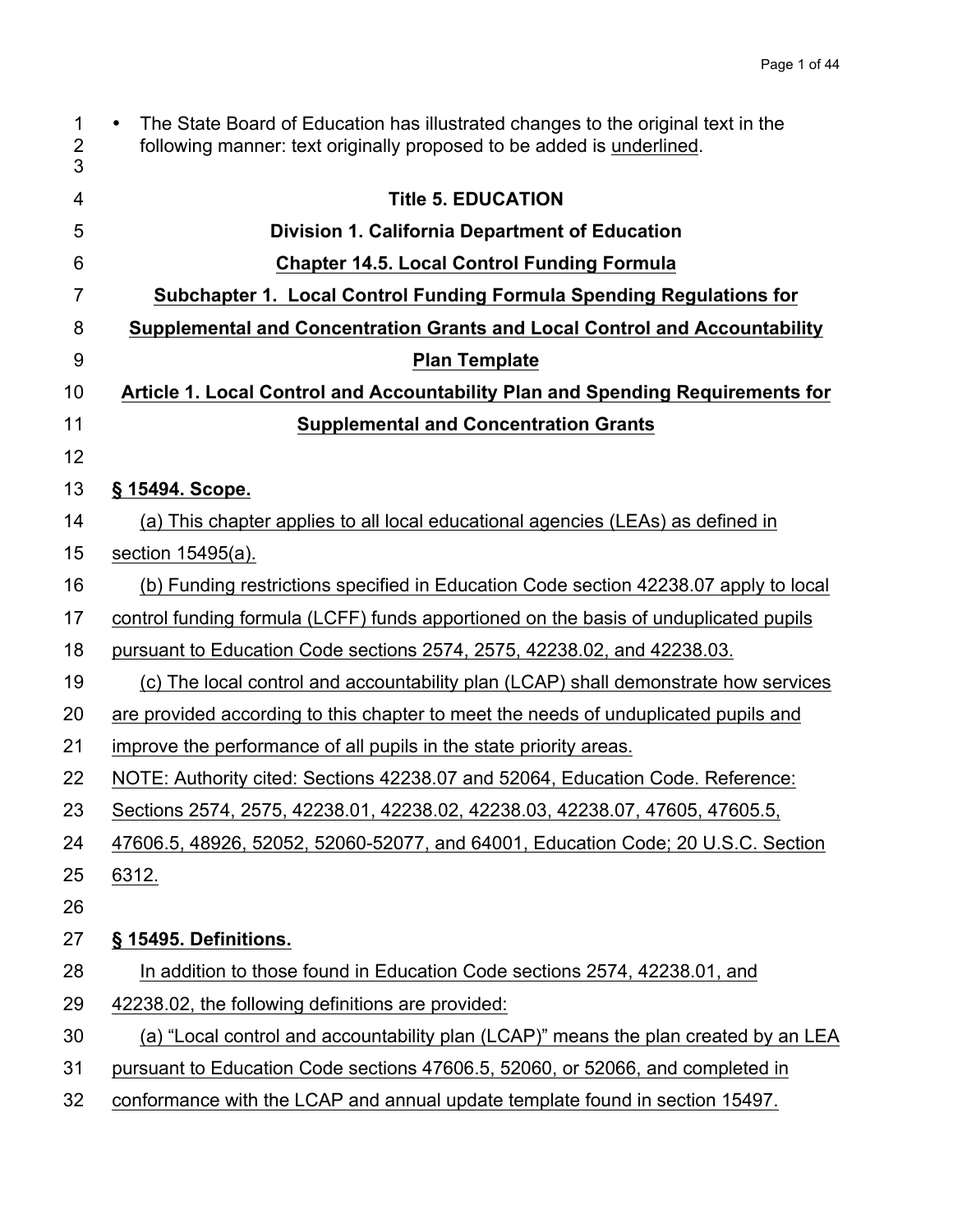- The State Board of Education has illustrated changes to the original text in the following manner: text originally proposed to be added is underlined.

# Title 5. EDUCATION

## Division 1. California Department of Education

## Chapter 14.5. Local Control Funding Formula

## Subchapter 1. Local Control Funding Formula Spending Regulations for Supplemental and Concentration Grants and Local Control and Accountability Plan Template

## Article 1. Local Control and Accountability Plan and Spending Requirements for Supplemental and Concentration Grants

### § 15494. Scope.

(a) This chapter applies to all local educational agencies (LEAs) as defined in section 15495(a).

(b) Funding restrictions specified in Education Code section 42238.07 apply to local control funding formula (LCFF) funds apportioned on the basis of unduplicated pupils pursuant to Education Code sections 2574, 2575, 42238.02, and 42238.03.

(c) The local control and accountability plan (LCAP) shall demonstrate how services are provided according to this chapter to meet the needs of unduplicated pupils and improve the performance of all pupils in the state priority areas.

NOTE: Authority cited: Sections 42238.07 and 52064, Education Code. Reference: Sections 2574, 2575, 42238.01, 42238.02, 42238.03, 42238.07, 47605, 47605.5, 47606.5, 48926, 52052, 52060-52077, and 64001, Education Code; 20 U.S.C. Section 6312.

### § 15495. Definitions.

In addition to those found in Education Code sections 2574, 42238.01, and 42238.02, the following definitions are provided:

(a) "Local control and accountability plan (LCAP)" means the plan created by an LEA pursuant to Education Code sections 47606.5, 52060, or 52066, and completed in conformance with the LCAP and annual update template found in section 15497.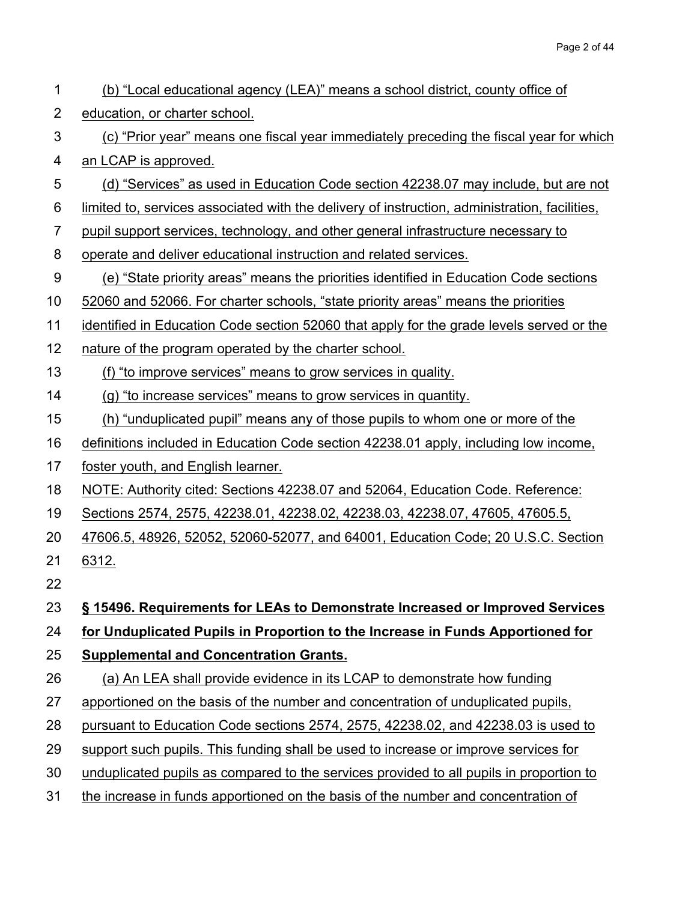(b) “Local educational agency (LEA)” means a school district, county office of education, or charter school.

(c) “Prior year” means one fiscal year immediately preceding the fiscal year for which an LCAP is approved.

(d) “Services” as used in Education Code section 42238.07 may include, but are not limited to, services associated with the delivery of instruction, administration, facilities, pupil support services, technology, and other general infrastructure necessary to operate and deliver educational instruction and related services.

(e) “State priority areas” means the priorities identified in Education Code sections 52060 and 52066. For charter schools, “state priority areas” means the priorities identified in Education Code section 52060 that apply for the grade levels served or the nature of the program operated by the charter school.

(f) “to improve services” means to grow services in quality.

(g) “to increase services” means to grow services in quantity.

(h) “unduplicated pupil” means any of those pupils to whom one or more of the definitions included in Education Code section 42238.01 apply, including low income, foster youth, and English learner.

NOTE: Authority cited: Sections 42238.07 and 52064, Education Code. Reference: Sections 2574, 2575, 42238.01, 42238.02, 42238.03, 42238.07, 47605, 47605.5, 47606.5, 48926, 52052, 52060-52077, and 64001, Education Code; 20 U.S.C. Section 6312.

**§ 15496. Requirements for LEAs to Demonstrate Increased or Improved Services for Unduplicated Pupils in Proportion to the Increase in Funds Apportioned for Supplemental and Concentration Grants.**

(a) An LEA shall provide evidence in its LCAP to demonstrate how funding apportioned on the basis of the number and concentration of unduplicated pupils, pursuant to Education Code sections 2574, 2575, 42238.02, and 42238.03 is used to support such pupils. This funding shall be used to increase or improve services for unduplicated pupils as compared to the services provided to all pupils in proportion to the increase in funds apportioned on the basis of the number and concentration of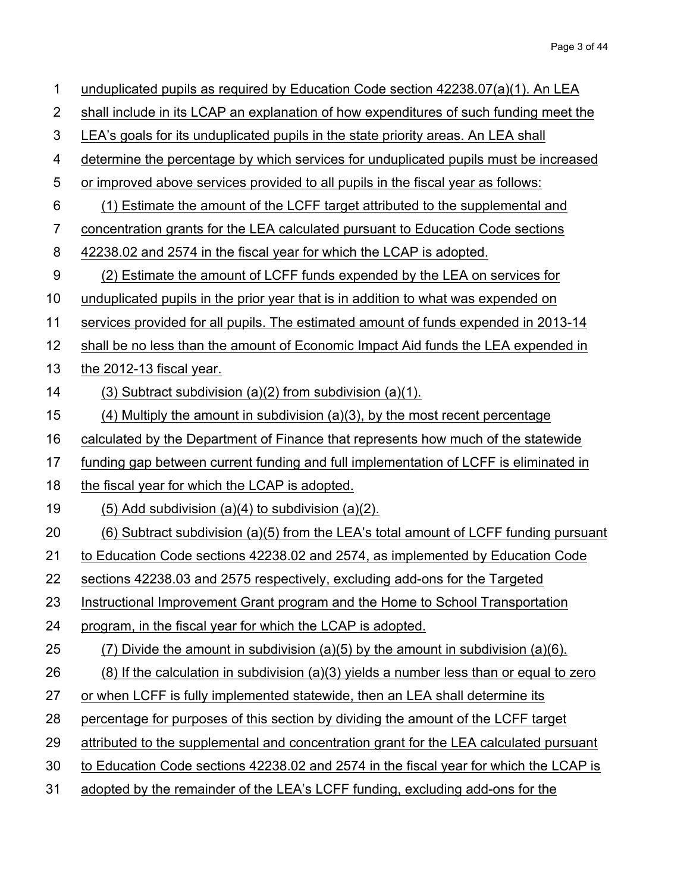unduplicated pupils as required by Education Code section 42238.07(a)(1). An LEA shall include in its LCAP an explanation of how expenditures of such funding meet the LEA's goals for its unduplicated pupils in the state priority areas. An LEA shall determine the percentage by which services for unduplicated pupils must be increased or improved above services provided to all pupils in the fiscal year as follows:

(1) Estimate the amount of the LCFF target attributed to the supplemental and concentration grants for the LEA calculated pursuant to Education Code sections 42238.02 and 2574 in the fiscal year for which the LCAP is adopted.

(2) Estimate the amount of LCFF funds expended by the LEA on services for unduplicated pupils in the prior year that is in addition to what was expended on services provided for all pupils. The estimated amount of funds expended in 2013-14 shall be no less than the amount of Economic Impact Aid funds the LEA expended in the 2012-13 fiscal year.

(3) Subtract subdivision (a)(2) from subdivision (a)(1).

(4) Multiply the amount in subdivision (a)(3), by the most recent percentage calculated by the Department of Finance that represents how much of the statewide funding gap between current funding and full implementation of LCFF is eliminated in the fiscal year for which the LCAP is adopted.

(5) Add subdivision (a)(4) to subdivision (a)(2).

(6) Subtract subdivision (a)(5) from the LEA's total amount of LCFF funding pursuant to Education Code sections 42238.02 and 2574, as implemented by Education Code sections 42238.03 and 2575 respectively, excluding add-ons for the Targeted Instructional Improvement Grant program and the Home to School Transportation program, in the fiscal year for which the LCAP is adopted.

(7) Divide the amount in subdivision (a)(5) by the amount in subdivision (a)(6).

(8) If the calculation in subdivision (a)(3) yields a number less than or equal to zero or when LCFF is fully implemented statewide, then an LEA shall determine its percentage for purposes of this section by dividing the amount of the LCFF target attributed to the supplemental and concentration grant for the LEA calculated pursuant to Education Code sections 42238.02 and 2574 in the fiscal year for which the LCAP is adopted by the remainder of the LEA's LCFF funding, excluding add-ons for the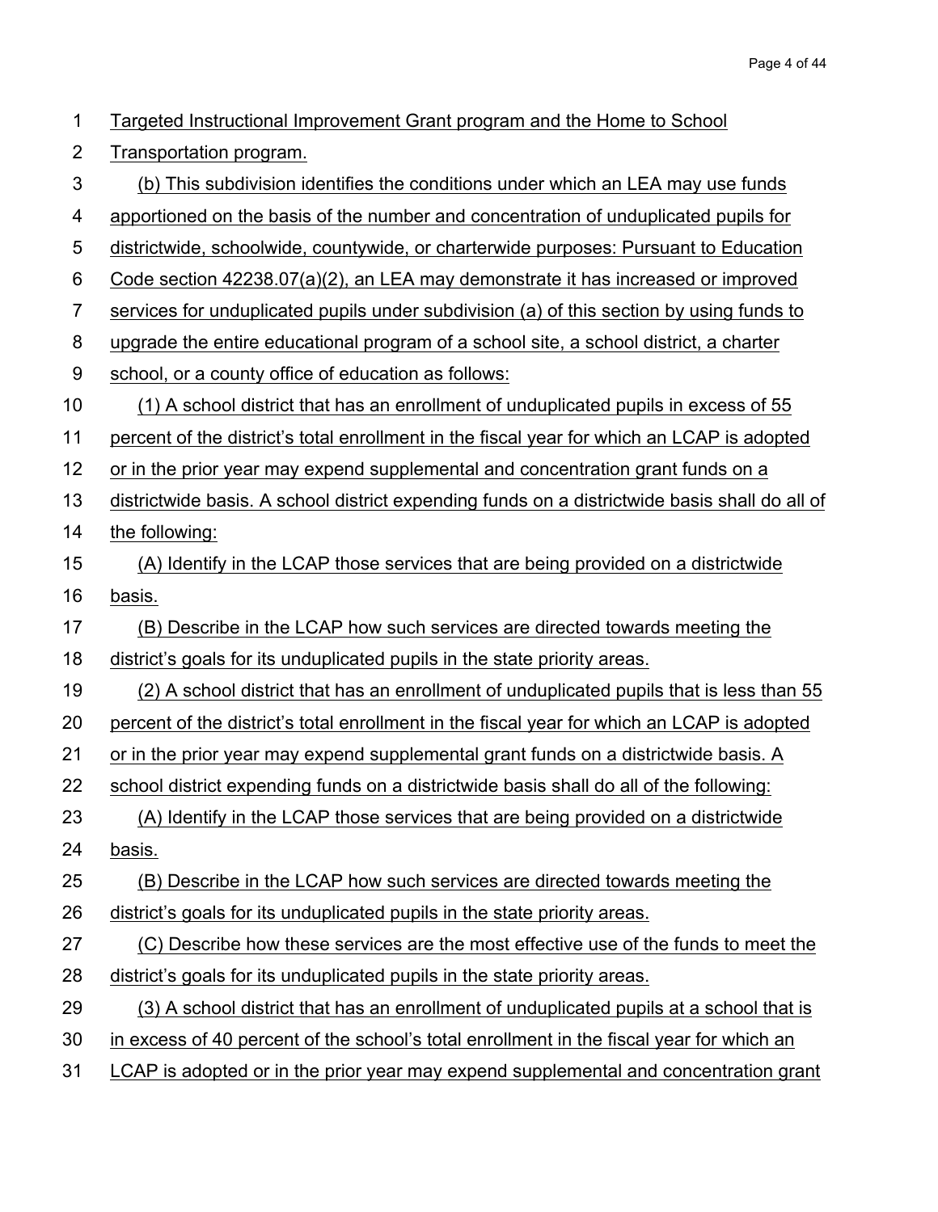Targeted Instructional Improvement Grant program and the Home to School Transportation program.

(b) This subdivision identifies the conditions under which an LEA may use funds apportioned on the basis of the number and concentration of unduplicated pupils for districtwide, schoolwide, countywide, or charterwide purposes: Pursuant to Education Code section 42238.07(a)(2), an LEA may demonstrate it has increased or improved services for unduplicated pupils under subdivision (a) of this section by using funds to upgrade the entire educational program of a school site, a school district, a charter school, or a county office of education as follows:

(1) A school district that has an enrollment of unduplicated pupils in excess of 55 percent of the district's total enrollment in the fiscal year for which an LCAP is adopted or in the prior year may expend supplemental and concentration grant funds on a districtwide basis. A school district expending funds on a districtwide basis shall do all of the following:

(A) Identify in the LCAP those services that are being provided on a districtwide basis.

(B) Describe in the LCAP how such services are directed towards meeting the district's goals for its unduplicated pupils in the state priority areas.

(2) A school district that has an enrollment of unduplicated pupils that is less than 55 percent of the district's total enrollment in the fiscal year for which an LCAP is adopted or in the prior year may expend supplemental grant funds on a districtwide basis. A school district expending funds on a districtwide basis shall do all of the following:

(A) Identify in the LCAP those services that are being provided on a districtwide basis.

(B) Describe in the LCAP how such services are directed towards meeting the district's goals for its unduplicated pupils in the state priority areas.

(C) Describe how these services are the most effective use of the funds to meet the district's goals for its unduplicated pupils in the state priority areas.

(3) A school district that has an enrollment of unduplicated pupils at a school that is in excess of 40 percent of the school's total enrollment in the fiscal year for which an LCAP is adopted or in the prior year may expend supplemental and concentration grant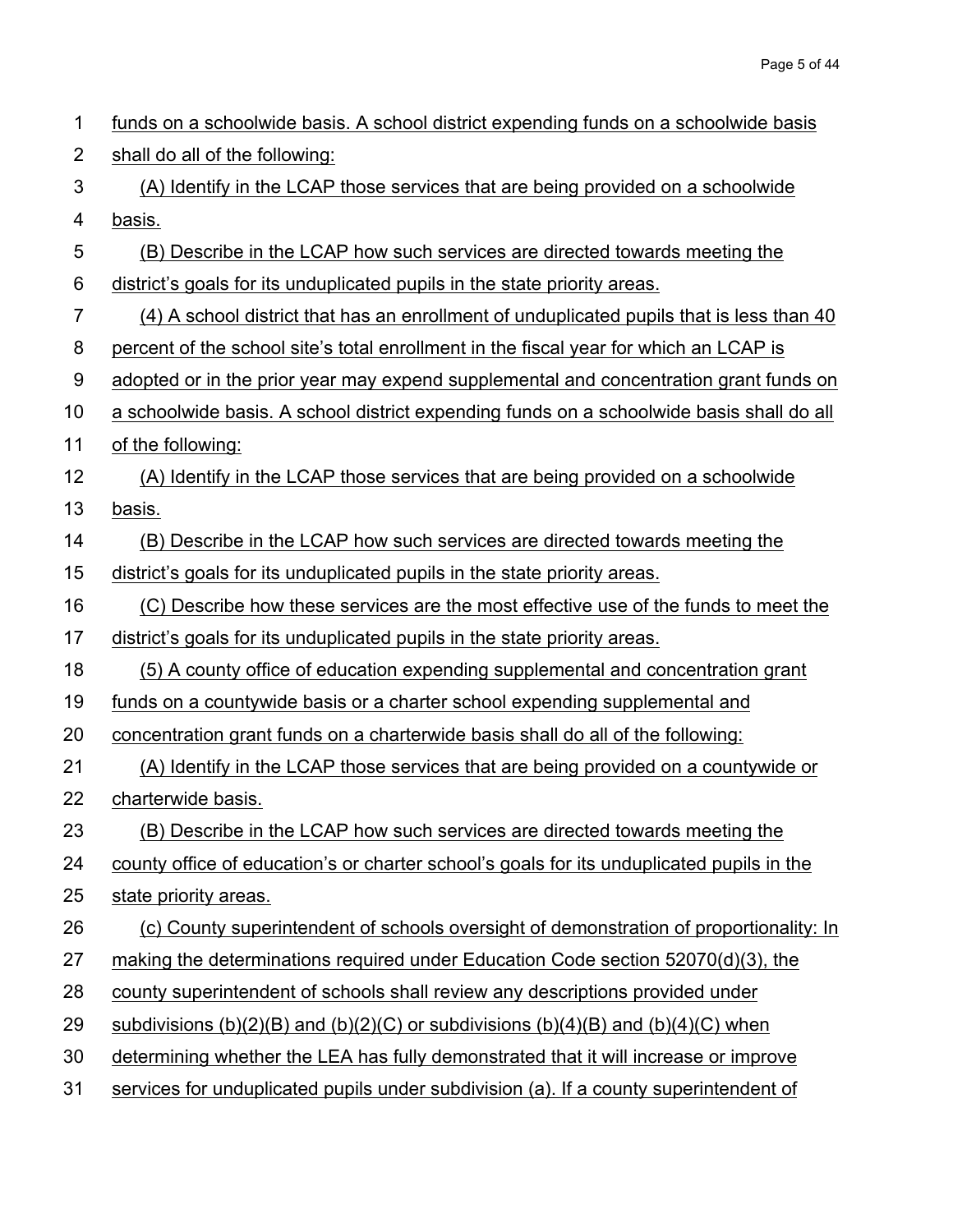funds on a schoolwide basis. A school district expending funds on a schoolwide basis shall do all of the following:

(A) Identify in the LCAP those services that are being provided on a schoolwide basis.

(B) Describe in the LCAP how such services are directed towards meeting the district's goals for its unduplicated pupils in the state priority areas.

(4) A school district that has an enrollment of unduplicated pupils that is less than 40 percent of the school site's total enrollment in the fiscal year for which an LCAP is adopted or in the prior year may expend supplemental and concentration grant funds on a schoolwide basis. A school district expending funds on a schoolwide basis shall do all of the following:

(A) Identify in the LCAP those services that are being provided on a schoolwide basis.

(B) Describe in the LCAP how such services are directed towards meeting the district's goals for its unduplicated pupils in the state priority areas.

(C) Describe how these services are the most effective use of the funds to meet the district's goals for its unduplicated pupils in the state priority areas.

(5) A county office of education expending supplemental and concentration grant funds on a countywide basis or a charter school expending supplemental and concentration grant funds on a charterwide basis shall do all of the following:

(A) Identify in the LCAP those services that are being provided on a countywide or charterwide basis.

(B) Describe in the LCAP how such services are directed towards meeting the county office of education's or charter school's goals for its unduplicated pupils in the state priority areas.

(c) County superintendent of schools oversight of demonstration of proportionality: In making the determinations required under Education Code section 52070(d)(3), the county superintendent of schools shall review any descriptions provided under subdivisions (b)(2)(B) and (b)(2)(C) or subdivisions (b)(4)(B) and (b)(4)(C) when determining whether the LEA has fully demonstrated that it will increase or improve services for unduplicated pupils under subdivision (a). If a county superintendent of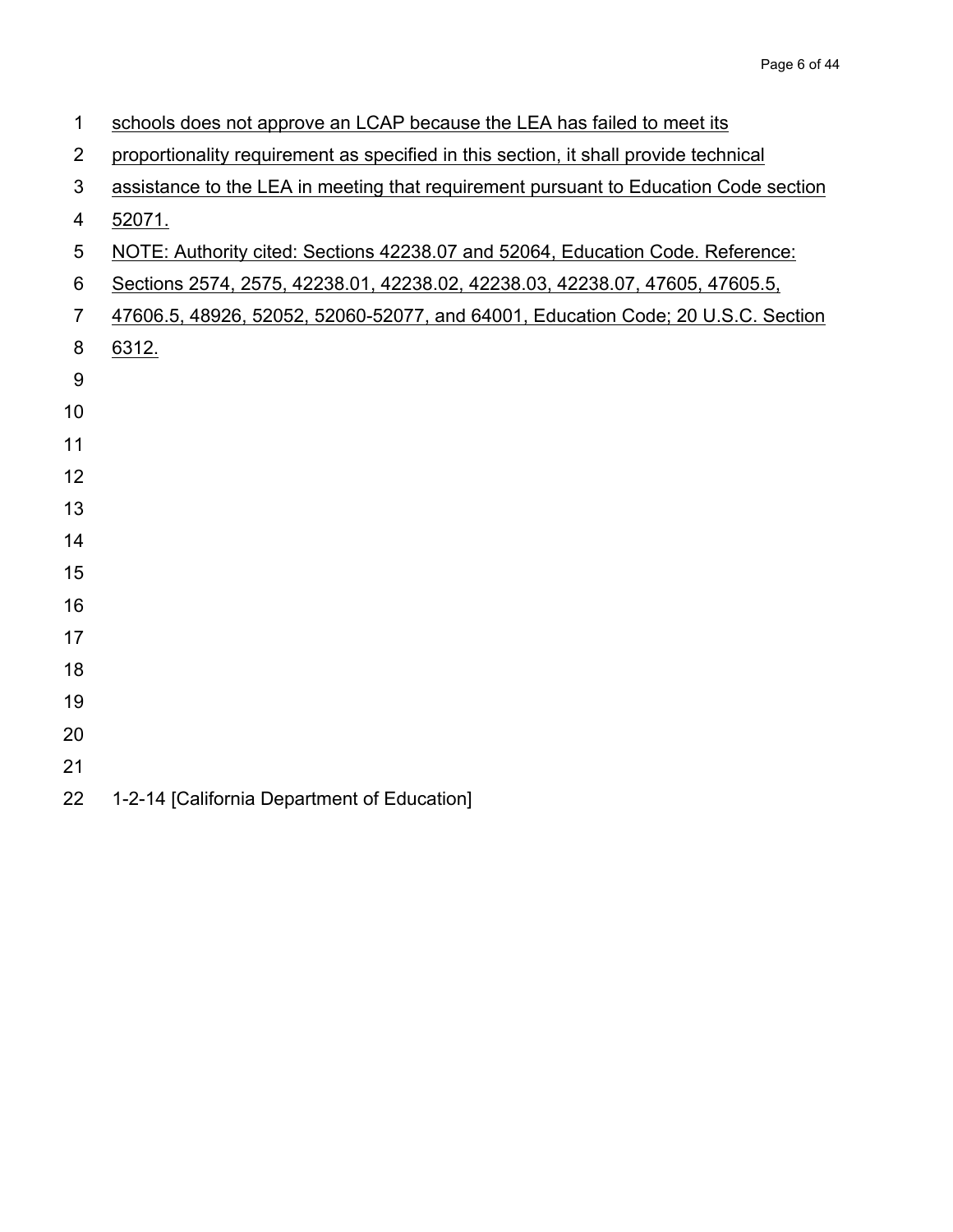schools does not approve an LCAP because the LEA has failed to meet its proportionality requirement as specified in this section, it shall provide technical assistance to the LEA in meeting that requirement pursuant to Education Code section 52071.

NOTE: Authority cited: Sections 42238.07 and 52064, Education Code. Reference: Sections 2574, 2575, 42238.01, 42238.02, 42238.03, 42238.07, 47605, 47605.5, 47606.5, 48926, 52052, 52060-52077, and 64001, Education Code; 20 U.S.C. Section 6312.

1-2-14 [California Department of Education]